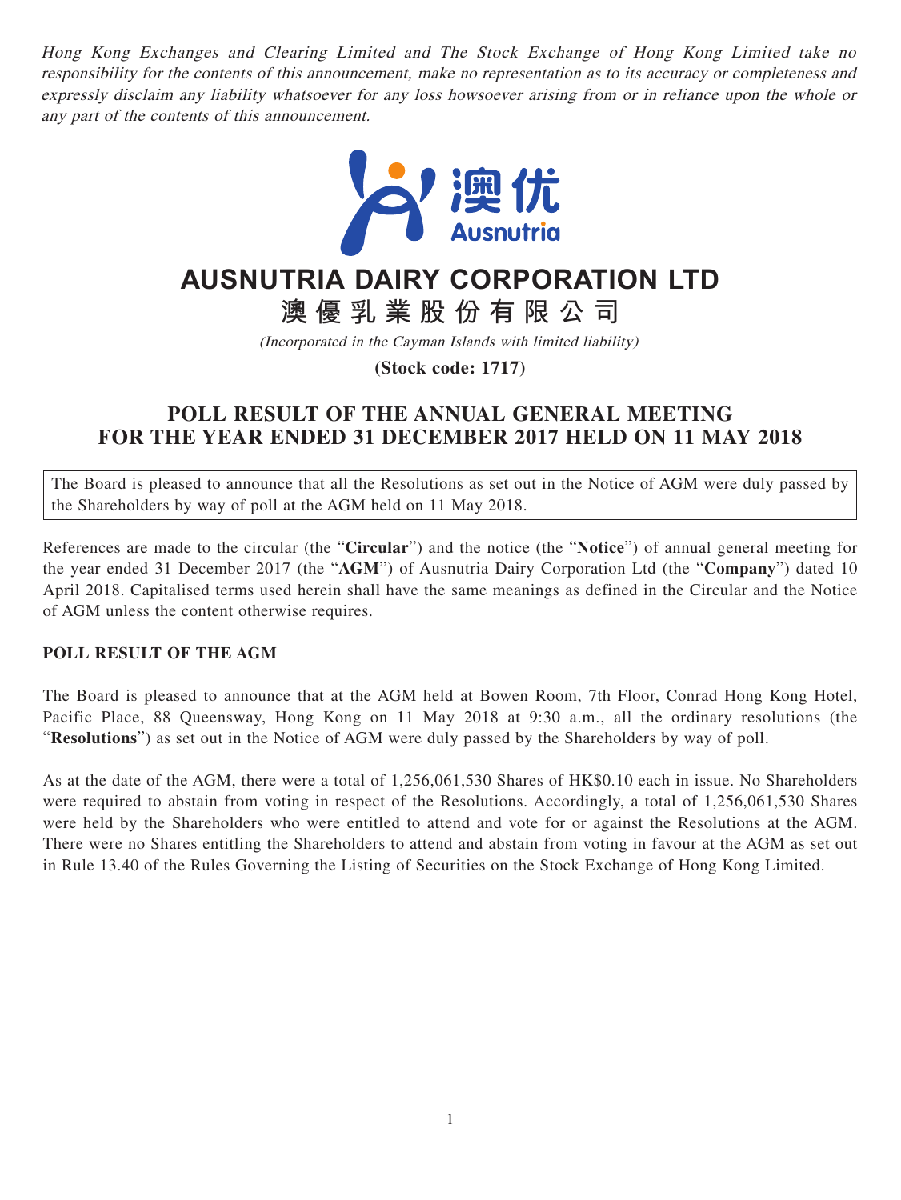*Hong Kong Exchanges and Clearing Limited and The Stock Exchange of Hong Kong Limited take no responsibility for the contents of this announcement, make no representation as to its accuracy or completeness and expressly disclaim any liability whatsoever for any loss howsoever arising from or in reliance upon the whole or any part of the contents of this announcement.*

澳优
Ausnutria

# AUSNUTRIA DAIRY CORPORATION LTD

# 澳優乳業股份有限公司

*(Incorporated in the Cayman Islands with limited liability)*

**(Stock code: 1717)**

## POLL RESULT OF THE ANNUAL GENERAL MEETING FOR THE YEAR ENDED 31 DECEMBER 2017 HELD ON 11 MAY 2018

The Board is pleased to announce that all the Resolutions as set out in the Notice of AGM were duly passed by the Shareholders by way of poll at the AGM held on 11 May 2018.

References are made to the circular (the "**Circular**") and the notice (the "**Notice**") of annual general meeting for the year ended 31 December 2017 (the "**AGM**") of Ausnutria Dairy Corporation Ltd (the "**Company**") dated 10 April 2018. Capitalised terms used herein shall have the same meanings as defined in the Circular and the Notice of AGM unless the content otherwise requires.

### POLL RESULT OF THE AGM

The Board is pleased to announce that at the AGM held at Bowen Room, 7th Floor, Conrad Hong Kong Hotel, Pacific Place, 88 Queensway, Hong Kong on 11 May 2018 at 9:30 a.m., all the ordinary resolutions (the "**Resolutions**") as set out in the Notice of AGM were duly passed by the Shareholders by way of poll.

As at the date of the AGM, there were a total of 1,256,061,530 Shares of HK$0.10 each in issue. No Shareholders were required to abstain from voting in respect of the Resolutions. Accordingly, a total of 1,256,061,530 Shares were held by the Shareholders who were entitled to attend and vote for or against the Resolutions at the AGM. There were no Shares entitling the Shareholders to attend and abstain from voting in favour at the AGM as set out in Rule 13.40 of the Rules Governing the Listing of Securities on the Stock Exchange of Hong Kong Limited.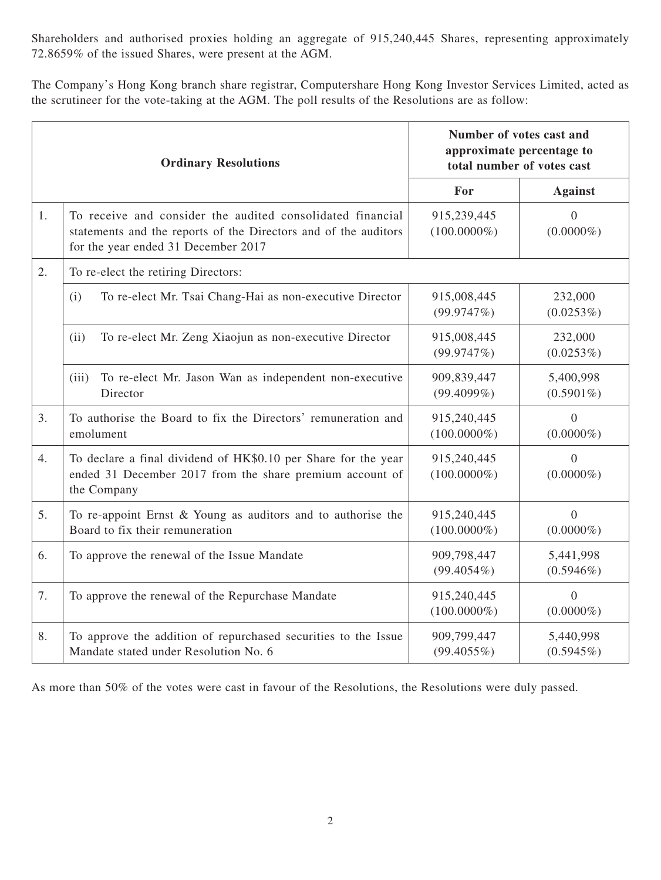Shareholders and authorised proxies holding an aggregate of 915,240,445 Shares, representing approximately 72.8659% of the issued Shares, were present at the AGM.

The Company's Hong Kong branch share registrar, Computershare Hong Kong Investor Services Limited, acted as the scrutineer for the vote-taking at the AGM. The poll results of the Resolutions are as follow:

| | **Ordinary Resolutions** | **Number of votes cast and approximate percentage to total number of votes cast** | |
|---|---|---|---|
| | | **For** | **Against** |
| 1. | To receive and consider the audited consolidated financial statements and the reports of the Directors and of the auditors for the year ended 31 December 2017 | 915,239,445 (100.0000%) | 0 (0.0000%) |
| 2. | To re-elect the retiring Directors: | | |
| | (i) To re-elect Mr. Tsai Chang-Hai as non-executive Director | 915,008,445 (99.9747%) | 232,000 (0.0253%) |
| | (ii) To re-elect Mr. Zeng Xiaojun as non-executive Director | 915,008,445 (99.9747%) | 232,000 (0.0253%) |
| | (iii) To re-elect Mr. Jason Wan as independent non-executive Director | 909,839,447 (99.4099%) | 5,400,998 (0.5901%) |
| 3. | To authorise the Board to fix the Directors' remuneration and emolument | 915,240,445 (100.0000%) | 0 (0.0000%) |
| 4. | To declare a final dividend of HK$0.10 per Share for the year ended 31 December 2017 from the share premium account of the Company | 915,240,445 (100.0000%) | 0 (0.0000%) |
| 5. | To re-appoint Ernst & Young as auditors and to authorise the Board to fix their remuneration | 915,240,445 (100.0000%) | 0 (0.0000%) |
| 6. | To approve the renewal of the Issue Mandate | 909,798,447 (99.4054%) | 5,441,998 (0.5946%) |
| 7. | To approve the renewal of the Repurchase Mandate | 915,240,445 (100.0000%) | 0 (0.0000%) |
| 8. | To approve the addition of repurchased securities to the Issue Mandate stated under Resolution No. 6 | 909,799,447 (99.4055%) | 5,440,998 (0.5945%) |

As more than 50% of the votes were cast in favour of the Resolutions, the Resolutions were duly passed.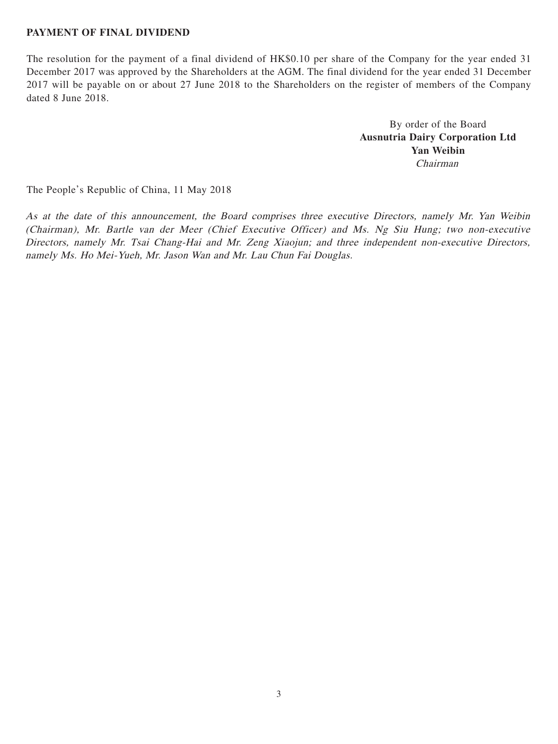**PAYMENT OF FINAL DIVIDEND**

The resolution for the payment of a final dividend of HK$0.10 per share of the Company for the year ended 31 December 2017 was approved by the Shareholders at the AGM. The final dividend for the year ended 31 December 2017 will be payable on or about 27 June 2018 to the Shareholders on the register of members of the Company dated 8 June 2018.

By order of the Board
**Ausnutria Dairy Corporation Ltd**
**Yan Weibin**
*Chairman*

The People's Republic of China, 11 May 2018

*As at the date of this announcement, the Board comprises three executive Directors, namely Mr. Yan Weibin (Chairman), Mr. Bartle van der Meer (Chief Executive Officer) and Ms. Ng Siu Hung; two non-executive Directors, namely Mr. Tsai Chang-Hai and Mr. Zeng Xiaojun; and three independent non-executive Directors, namely Ms. Ho Mei-Yueh, Mr. Jason Wan and Mr. Lau Chun Fai Douglas.*